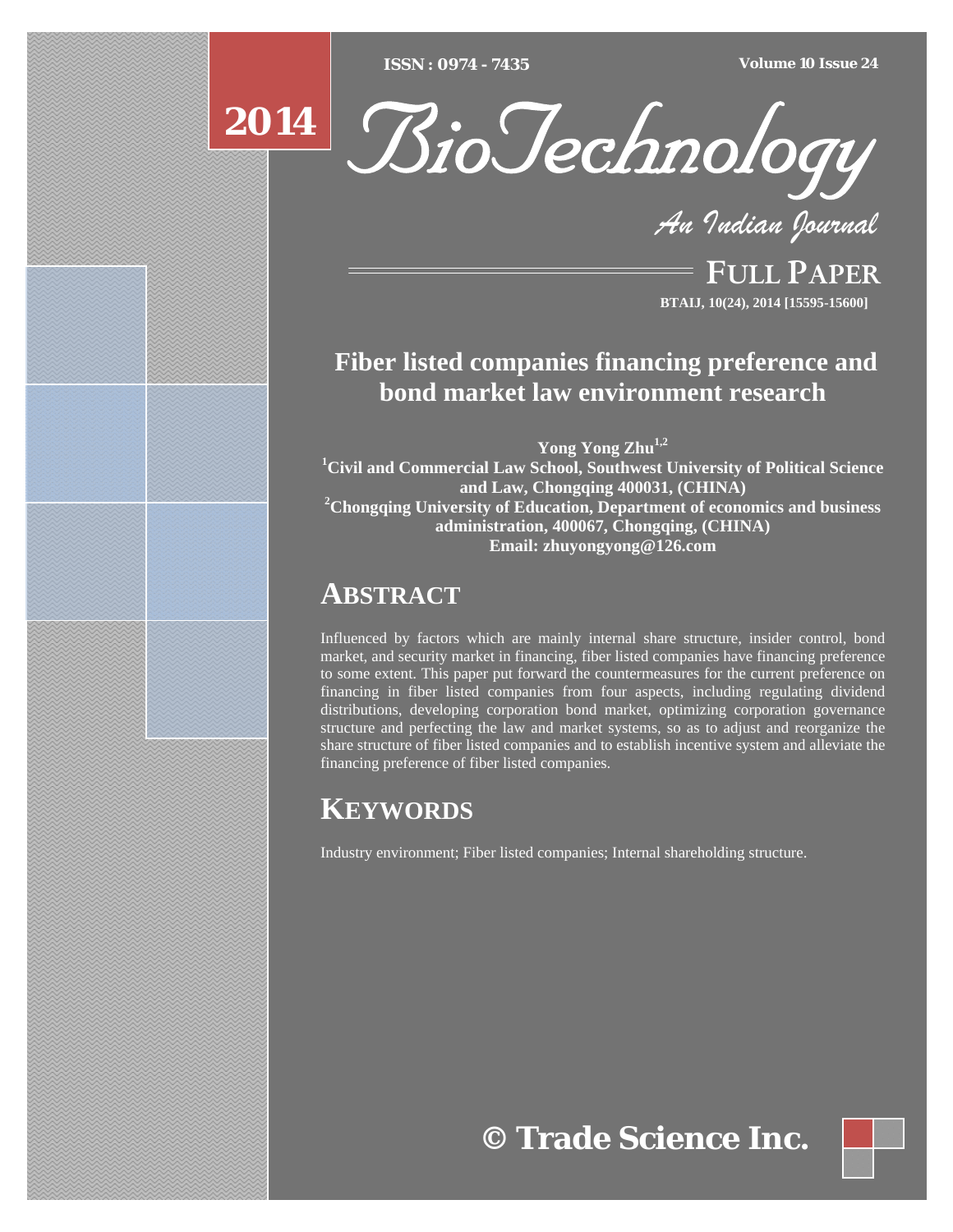# Fiber listed companies financing preference and bond market law environment research

**Yong Yong Zhu[1,2]**

**[1]Civil and Commercial Law School, Southwest University of Political Science and Law, Chongqing 400031, (CHINA)**
**[2]Chongqing University of Education, Department of economics and business administration, 400067, Chongqing, (CHINA)**
**Email: zhuyongyong@126.com**

## ABSTRACT

Influenced by factors which are mainly internal share structure, insider control, bond market, and security market in financing, fiber listed companies have financing preference to some extent. This paper put forward the countermeasures for the current preference on financing in fiber listed companies from four aspects, including regulating dividend distributions, developing corporation bond market, optimizing corporation governance structure and perfecting the law and market systems, so as to adjust and reorganize the share structure of fiber listed companies and to establish incentive system and alleviate the financing preference of fiber listed companies.

## KEYWORDS

Industry environment; Fiber listed companies; Internal shareholding structure.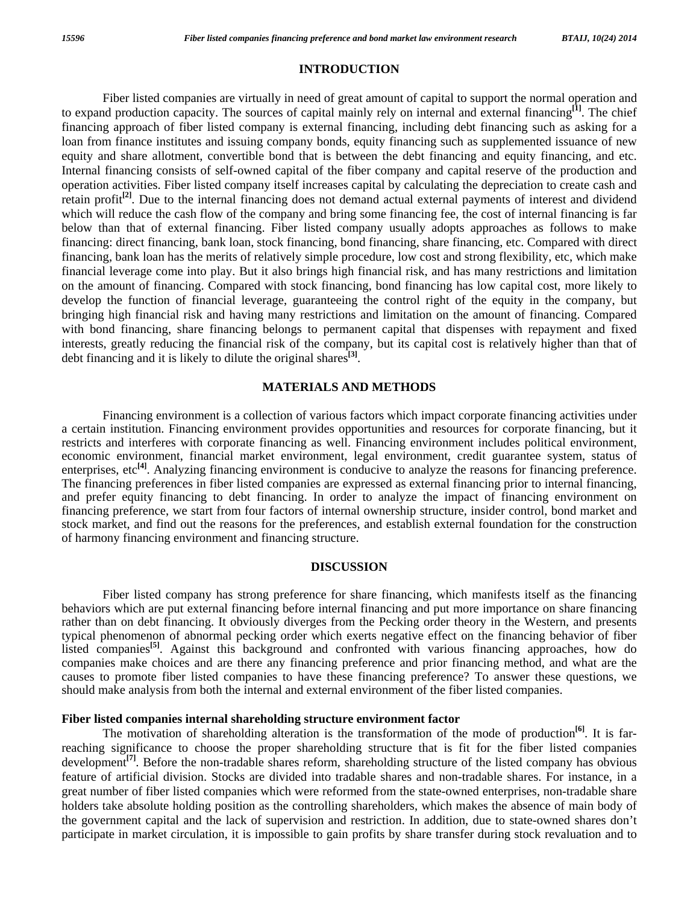## INTRODUCTION

Fiber listed companies are virtually in need of great amount of capital to support the normal operation and to expand production capacity. The sources of capital mainly rely on internal and external financing[1]. The chief financing approach of fiber listed company is external financing, including debt financing such as asking for a loan from finance institutes and issuing company bonds, equity financing such as supplemented issuance of new equity and share allotment, convertible bond that is between the debt financing and equity financing, and etc. Internal financing consists of self-owned capital of the fiber company and capital reserve of the production and operation activities. Fiber listed company itself increases capital by calculating the depreciation to create cash and retain profit[2]. Due to the internal financing does not demand actual external payments of interest and dividend which will reduce the cash flow of the company and bring some financing fee, the cost of internal financing is far below than that of external financing. Fiber listed company usually adopts approaches as follows to make financing: direct financing, bank loan, stock financing, bond financing, share financing, etc. Compared with direct financing, bank loan has the merits of relatively simple procedure, low cost and strong flexibility, etc, which make financial leverage come into play. But it also brings high financial risk, and has many restrictions and limitation on the amount of financing. Compared with stock financing, bond financing has low capital cost, more likely to develop the function of financial leverage, guaranteeing the control right of the equity in the company, but bringing high financial risk and having many restrictions and limitation on the amount of financing. Compared with bond financing, share financing belongs to permanent capital that dispenses with repayment and fixed interests, greatly reducing the financial risk of the company, but its capital cost is relatively higher than that of debt financing and it is likely to dilute the original shares[3].

## MATERIALS AND METHODS

Financing environment is a collection of various factors which impact corporate financing activities under a certain institution. Financing environment provides opportunities and resources for corporate financing, but it restricts and interferes with corporate financing as well. Financing environment includes political environment, economic environment, financial market environment, legal environment, credit guarantee system, status of enterprises, etc[4]. Analyzing financing environment is conducive to analyze the reasons for financing preference. The financing preferences in fiber listed companies are expressed as external financing prior to internal financing, and prefer equity financing to debt financing. In order to analyze the impact of financing environment on financing preference, we start from four factors of internal ownership structure, insider control, bond market and stock market, and find out the reasons for the preferences, and establish external foundation for the construction of harmony financing environment and financing structure.

## DISCUSSION

Fiber listed company has strong preference for share financing, which manifests itself as the financing behaviors which are put external financing before internal financing and put more importance on share financing rather than on debt financing. It obviously diverges from the Pecking order theory in the Western, and presents typical phenomenon of abnormal pecking order which exerts negative effect on the financing behavior of fiber listed companies[5]. Against this background and confronted with various financing approaches, how do companies make choices and are there any financing preference and prior financing method, and what are the causes to promote fiber listed companies to have this financing preference? To answer these questions, we should make analysis from both the internal and external environment of the fiber listed companies.

### Fiber listed companies internal shareholding structure environment factor

The motivation of shareholding alteration is the transformation of the mode of production[6]. It is far-reaching significance to choose the proper shareholding structure that is fit for the fiber listed companies development[7]. Before the non-tradable shares reform, shareholding structure of the listed company has obvious feature of artificial division. Stocks are divided into tradable shares and non-tradable shares. For instance, in a great number of fiber listed companies which were reformed from the state-owned enterprises, non-tradable share holders take absolute holding position as the controlling shareholders, which makes the absence of main body of the government capital and the lack of supervision and restriction. In addition, due to state-owned shares don't participate in market circulation, it is impossible to gain profits by share transfer during stock revaluation and to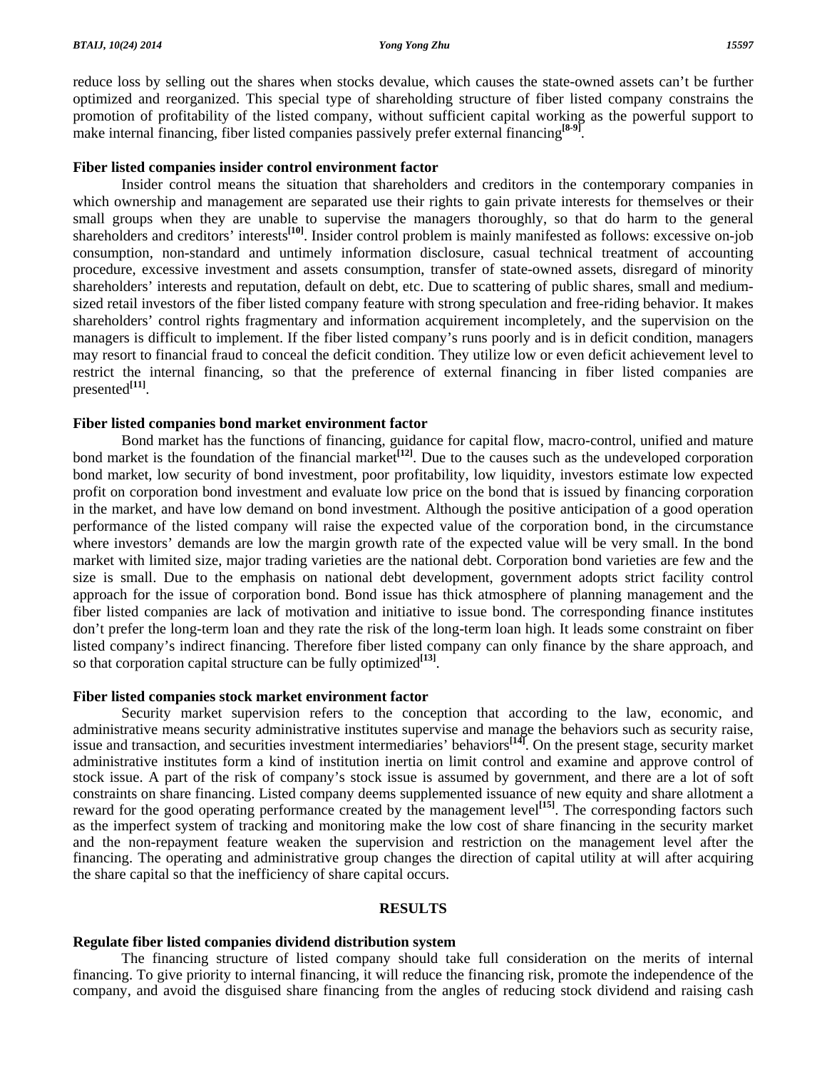reduce loss by selling out the shares when stocks devalue, which causes the state-owned assets can't be further optimized and reorganized. This special type of shareholding structure of fiber listed company constrains the promotion of profitability of the listed company, without sufficient capital working as the powerful support to make internal financing, fiber listed companies passively prefer external financing[8-9].

### Fiber listed companies insider control environment factor

Insider control means the situation that shareholders and creditors in the contemporary companies in which ownership and management are separated use their rights to gain private interests for themselves or their small groups when they are unable to supervise the managers thoroughly, so that do harm to the general shareholders and creditors' interests[10]. Insider control problem is mainly manifested as follows: excessive on-job consumption, non-standard and untimely information disclosure, casual technical treatment of accounting procedure, excessive investment and assets consumption, transfer of state-owned assets, disregard of minority shareholders' interests and reputation, default on debt, etc. Due to scattering of public shares, small and medium-sized retail investors of the fiber listed company feature with strong speculation and free-riding behavior. It makes shareholders' control rights fragmentary and information acquirement incompletely, and the supervision on the managers is difficult to implement. If the fiber listed company's runs poorly and is in deficit condition, managers may resort to financial fraud to conceal the deficit condition. They utilize low or even deficit achievement level to restrict the internal financing, so that the preference of external financing in fiber listed companies are presented[11].

### Fiber listed companies bond market environment factor

Bond market has the functions of financing, guidance for capital flow, macro-control, unified and mature bond market is the foundation of the financial market[12]. Due to the causes such as the undeveloped corporation bond market, low security of bond investment, poor profitability, low liquidity, investors estimate low expected profit on corporation bond investment and evaluate low price on the bond that is issued by financing corporation in the market, and have low demand on bond investment. Although the positive anticipation of a good operation performance of the listed company will raise the expected value of the corporation bond, in the circumstance where investors' demands are low the margin growth rate of the expected value will be very small. In the bond market with limited size, major trading varieties are the national debt. Corporation bond varieties are few and the size is small. Due to the emphasis on national debt development, government adopts strict facility control approach for the issue of corporation bond. Bond issue has thick atmosphere of planning management and the fiber listed companies are lack of motivation and initiative to issue bond. The corresponding finance institutes don't prefer the long-term loan and they rate the risk of the long-term loan high. It leads some constraint on fiber listed company's indirect financing. Therefore fiber listed company can only finance by the share approach, and so that corporation capital structure can be fully optimized[13].

### Fiber listed companies stock market environment factor

Security market supervision refers to the conception that according to the law, economic, and administrative means security administrative institutes supervise and manage the behaviors such as security raise, issue and transaction, and securities investment intermediaries' behaviors[14]. On the present stage, security market administrative institutes form a kind of institution inertia on limit control and examine and approve control of stock issue. A part of the risk of company's stock issue is assumed by government, and there are a lot of soft constraints on share financing. Listed company deems supplemented issuance of new equity and share allotment a reward for the good operating performance created by the management level[15]. The corresponding factors such as the imperfect system of tracking and monitoring make the low cost of share financing in the security market and the non-repayment feature weaken the supervision and restriction on the management level after the financing. The operating and administrative group changes the direction of capital utility at will after acquiring the share capital so that the inefficiency of share capital occurs.

## RESULTS

### Regulate fiber listed companies dividend distribution system

The financing structure of listed company should take full consideration on the merits of internal financing. To give priority to internal financing, it will reduce the financing risk, promote the independence of the company, and avoid the disguised share financing from the angles of reducing stock dividend and raising cash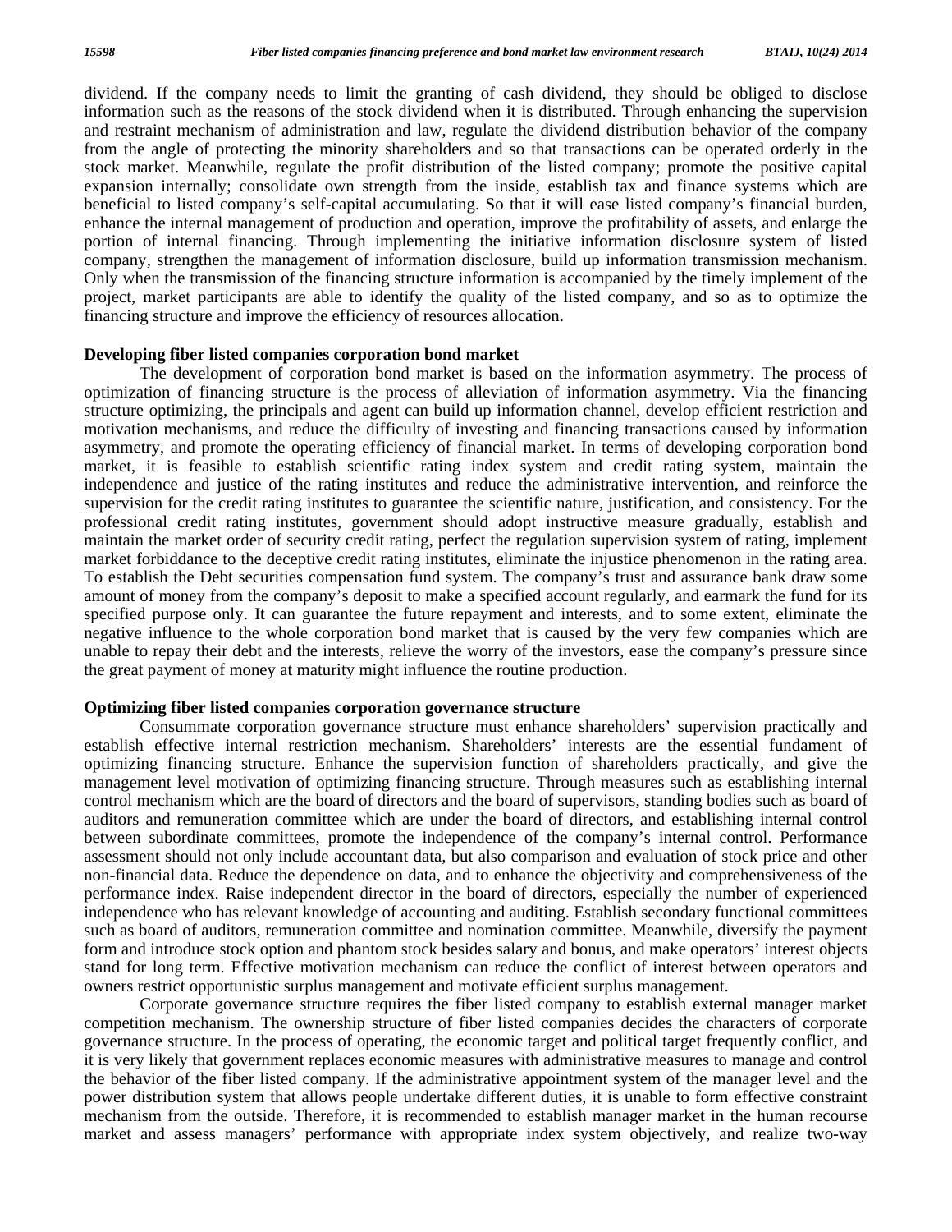dividend. If the company needs to limit the granting of cash dividend, they should be obliged to disclose information such as the reasons of the stock dividend when it is distributed. Through enhancing the supervision and restraint mechanism of administration and law, regulate the dividend distribution behavior of the company from the angle of protecting the minority shareholders and so that transactions can be operated orderly in the stock market. Meanwhile, regulate the profit distribution of the listed company; promote the positive capital expansion internally; consolidate own strength from the inside, establish tax and finance systems which are beneficial to listed company's self-capital accumulating. So that it will ease listed company's financial burden, enhance the internal management of production and operation, improve the profitability of assets, and enlarge the portion of internal financing. Through implementing the initiative information disclosure system of listed company, strengthen the management of information disclosure, build up information transmission mechanism. Only when the transmission of the financing structure information is accompanied by the timely implement of the project, market participants are able to identify the quality of the listed company, and so as to optimize the financing structure and improve the efficiency of resources allocation.

### Developing fiber listed companies corporation bond market

The development of corporation bond market is based on the information asymmetry. The process of optimization of financing structure is the process of alleviation of information asymmetry. Via the financing structure optimizing, the principals and agent can build up information channel, develop efficient restriction and motivation mechanisms, and reduce the difficulty of investing and financing transactions caused by information asymmetry, and promote the operating efficiency of financial market. In terms of developing corporation bond market, it is feasible to establish scientific rating index system and credit rating system, maintain the independence and justice of the rating institutes and reduce the administrative intervention, and reinforce the supervision for the credit rating institutes to guarantee the scientific nature, justification, and consistency. For the professional credit rating institutes, government should adopt instructive measure gradually, establish and maintain the market order of security credit rating, perfect the regulation supervision system of rating, implement market forbiddance to the deceptive credit rating institutes, eliminate the injustice phenomenon in the rating area. To establish the Debt securities compensation fund system. The company's trust and assurance bank draw some amount of money from the company's deposit to make a specified account regularly, and earmark the fund for its specified purpose only. It can guarantee the future repayment and interests, and to some extent, eliminate the negative influence to the whole corporation bond market that is caused by the very few companies which are unable to repay their debt and the interests, relieve the worry of the investors, ease the company's pressure since the great payment of money at maturity might influence the routine production.

### Optimizing fiber listed companies corporation governance structure

Consummate corporation governance structure must enhance shareholders' supervision practically and establish effective internal restriction mechanism. Shareholders' interests are the essential fundament of optimizing financing structure. Enhance the supervision function of shareholders practically, and give the management level motivation of optimizing financing structure. Through measures such as establishing internal control mechanism which are the board of directors and the board of supervisors, standing bodies such as board of auditors and remuneration committee which are under the board of directors, and establishing internal control between subordinate committees, promote the independence of the company's internal control. Performance assessment should not only include accountant data, but also comparison and evaluation of stock price and other non-financial data. Reduce the dependence on data, and to enhance the objectivity and comprehensiveness of the performance index. Raise independent director in the board of directors, especially the number of experienced independence who has relevant knowledge of accounting and auditing. Establish secondary functional committees such as board of auditors, remuneration committee and nomination committee. Meanwhile, diversify the payment form and introduce stock option and phantom stock besides salary and bonus, and make operators' interest objects stand for long term. Effective motivation mechanism can reduce the conflict of interest between operators and owners restrict opportunistic surplus management and motivate efficient surplus management.

Corporate governance structure requires the fiber listed company to establish external manager market competition mechanism. The ownership structure of fiber listed companies decides the characters of corporate governance structure. In the process of operating, the economic target and political target frequently conflict, and it is very likely that government replaces economic measures with administrative measures to manage and control the behavior of the fiber listed company. If the administrative appointment system of the manager level and the power distribution system that allows people undertake different duties, it is unable to form effective constraint mechanism from the outside. Therefore, it is recommended to establish manager market in the human recourse market and assess managers' performance with appropriate index system objectively, and realize two-way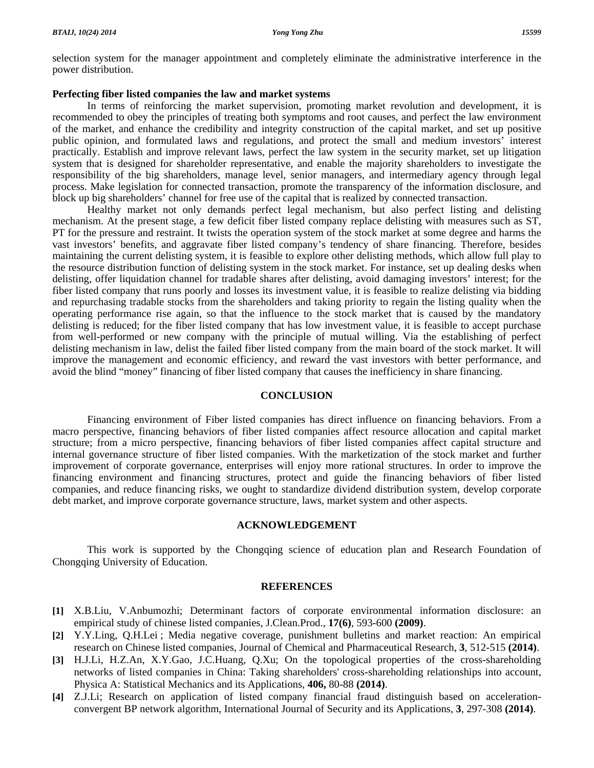selection system for the manager appointment and completely eliminate the administrative interference in the power distribution.

**Perfecting fiber listed companies the law and market systems**

In terms of reinforcing the market supervision, promoting market revolution and development, it is recommended to obey the principles of treating both symptoms and root causes, and perfect the law environment of the market, and enhance the credibility and integrity construction of the capital market, and set up positive public opinion, and formulated laws and regulations, and protect the small and medium investors' interest practically. Establish and improve relevant laws, perfect the law system in the security market, set up litigation system that is designed for shareholder representative, and enable the majority shareholders to investigate the responsibility of the big shareholders, manage level, senior managers, and intermediary agency through legal process. Make legislation for connected transaction, promote the transparency of the information disclosure, and block up big shareholders' channel for free use of the capital that is realized by connected transaction.

Healthy market not only demands perfect legal mechanism, but also perfect listing and delisting mechanism. At the present stage, a few deficit fiber listed company replace delisting with measures such as ST, PT for the pressure and restraint. It twists the operation system of the stock market at some degree and harms the vast investors' benefits, and aggravate fiber listed company's tendency of share financing. Therefore, besides maintaining the current delisting system, it is feasible to explore other delisting methods, which allow full play to the resource distribution function of delisting system in the stock market. For instance, set up dealing desks when delisting, offer liquidation channel for tradable shares after delisting, avoid damaging investors' interest; for the fiber listed company that runs poorly and losses its investment value, it is feasible to realize delisting via bidding and repurchasing tradable stocks from the shareholders and taking priority to regain the listing quality when the operating performance rise again, so that the influence to the stock market that is caused by the mandatory delisting is reduced; for the fiber listed company that has low investment value, it is feasible to accept purchase from well-performed or new company with the principle of mutual willing. Via the establishing of perfect delisting mechanism in law, delist the failed fiber listed company from the main board of the stock market. It will improve the management and economic efficiency, and reward the vast investors with better performance, and avoid the blind "money" financing of fiber listed company that causes the inefficiency in share financing.

## CONCLUSION

Financing environment of Fiber listed companies has direct influence on financing behaviors. From a macro perspective, financing behaviors of fiber listed companies affect resource allocation and capital market structure; from a micro perspective, financing behaviors of fiber listed companies affect capital structure and internal governance structure of fiber listed companies. With the marketization of the stock market and further improvement of corporate governance, enterprises will enjoy more rational structures. In order to improve the financing environment and financing structures, protect and guide the financing behaviors of fiber listed companies, and reduce financing risks, we ought to standardize dividend distribution system, develop corporate debt market, and improve corporate governance structure, laws, market system and other aspects.

## ACKNOWLEDGEMENT

This work is supported by the Chongqing science of education plan and Research Foundation of Chongqing University of Education.

## REFERENCES

**[1]** X.B.Liu, V.Anbumozhi; Determinant factors of corporate environmental information disclosure: an empirical study of chinese listed companies, J.Clean.Prod., **17(6)**, 593-600 **(2009)**.

**[2]** Y.Y.Ling, Q.H.Lei ; Media negative coverage, punishment bulletins and market reaction: An empirical research on Chinese listed companies, Journal of Chemical and Pharmaceutical Research, **3**, 512-515 **(2014)**.

**[3]** H.J.Li, H.Z.An, X.Y.Gao, J.C.Huang, Q.Xu; On the topological properties of the cross-shareholding networks of listed companies in China: Taking shareholders' cross-shareholding relationships into account, Physica A: Statistical Mechanics and its Applications, **406,** 80-88 **(2014)**.

**[4]** Z.J.Li; Research on application of listed company financial fraud distinguish based on acceleration-convergent BP network algorithm, International Journal of Security and its Applications, **3**, 297-308 **(2014)**.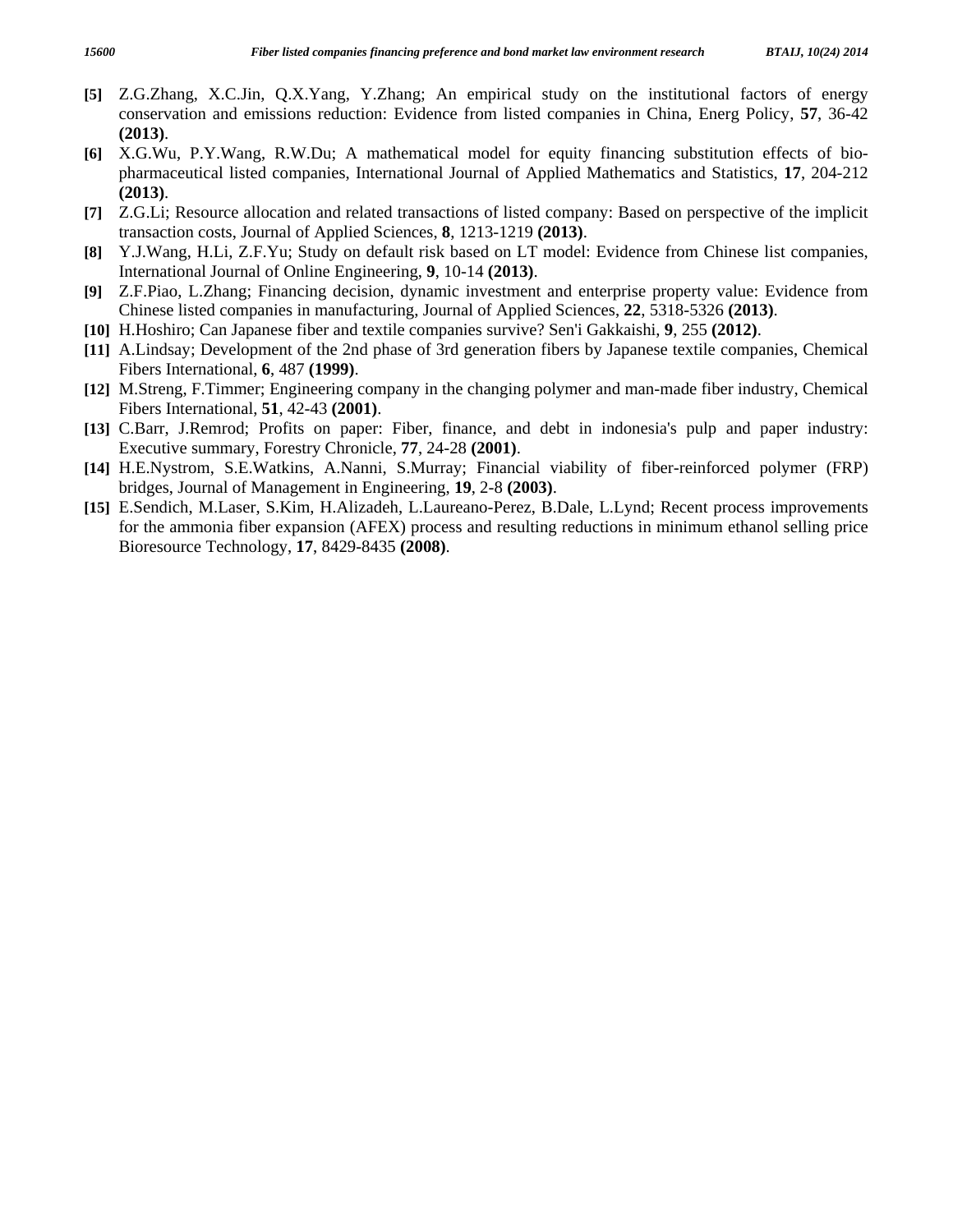**[5]** Z.G.Zhang, X.C.Jin, Q.X.Yang, Y.Zhang; An empirical study on the institutional factors of energy conservation and emissions reduction: Evidence from listed companies in China, Energ Policy, **57**, 36-42 **(2013)**.

**[6]** X.G.Wu, P.Y.Wang, R.W.Du; A mathematical model for equity financing substitution effects of bio-pharmaceutical listed companies, International Journal of Applied Mathematics and Statistics, **17**, 204-212 **(2013)**.

**[7]** Z.G.Li; Resource allocation and related transactions of listed company: Based on perspective of the implicit transaction costs, Journal of Applied Sciences, **8**, 1213-1219 **(2013)**.

**[8]** Y.J.Wang, H.Li, Z.F.Yu; Study on default risk based on LT model: Evidence from Chinese list companies, International Journal of Online Engineering, **9**, 10-14 **(2013)**.

**[9]** Z.F.Piao, L.Zhang; Financing decision, dynamic investment and enterprise property value: Evidence from Chinese listed companies in manufacturing, Journal of Applied Sciences, **22**, 5318-5326 **(2013)**.

**[10]** H.Hoshiro; Can Japanese fiber and textile companies survive? Sen'i Gakkaishi, **9**, 255 **(2012)**.

**[11]** A.Lindsay; Development of the 2nd phase of 3rd generation fibers by Japanese textile companies, Chemical Fibers International, **6**, 487 **(1999)**.

**[12]** M.Streng, F.Timmer; Engineering company in the changing polymer and man-made fiber industry, Chemical Fibers International, **51**, 42-43 **(2001)**.

**[13]** C.Barr, J.Remrod; Profits on paper: Fiber, finance, and debt in indonesia's pulp and paper industry: Executive summary, Forestry Chronicle, **77**, 24-28 **(2001)**.

**[14]** H.E.Nystrom, S.E.Watkins, A.Nanni, S.Murray; Financial viability of fiber-reinforced polymer (FRP) bridges, Journal of Management in Engineering, **19**, 2-8 **(2003)**.

**[15]** E.Sendich, M.Laser, S.Kim, H.Alizadeh, L.Laureano-Perez, B.Dale, L.Lynd; Recent process improvements for the ammonia fiber expansion (AFEX) process and resulting reductions in minimum ethanol selling price Bioresource Technology, **17**, 8429-8435 **(2008)**.